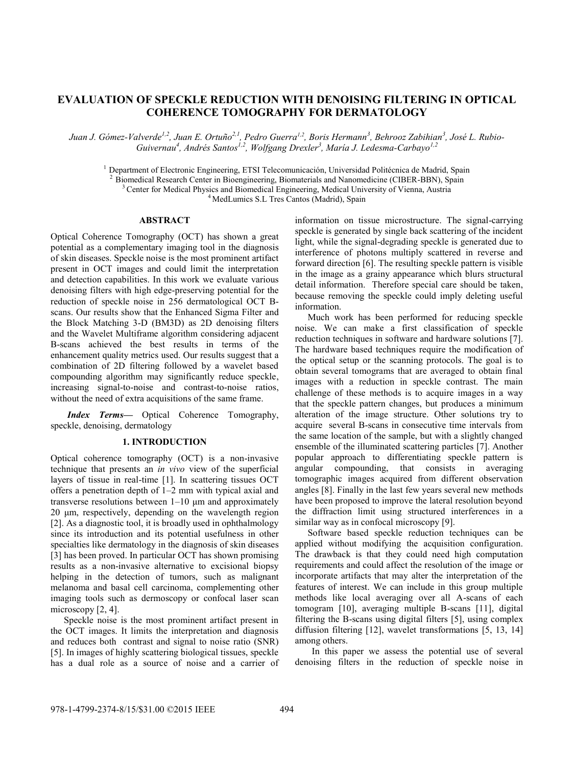# EVALUATION OF SPECKLE REDUCTION WITH DENOISING FILTERING IN OPTICAL COHERENCE TOMOGRAPHY FOR DERMATOLOGY

*Juan J. Gómez-Valverde[1,2], Juan E. Ortuño[2,1], Pedro Guerra[1,2], Boris Hermann[3], Behrooz Zabihian[3], José L. Rubio-Guivernau[4], Andrés Santos[1,2], Wolfgang Drexler[3], María J. Ledesma-Carbayo[1,2]*

[1] Department of Electronic Engineering, ETSI Telecomunicación, Universidad Politécnica de Madrid, Spain
[2] Biomedical Research Center in Bioengineering, Biomaterials and Nanomedicine (CIBER-BBN), Spain
[3] Center for Medical Physics and Biomedical Engineering, Medical University of Vienna, Austria
[4] MedLumics S.L Tres Cantos (Madrid), Spain

## ABSTRACT

Optical Coherence Tomography (OCT) has shown a great potential as a complementary imaging tool in the diagnosis of skin diseases. Speckle noise is the most prominent artifact present in OCT images and could limit the interpretation and detection capabilities. In this work we evaluate various denoising filters with high edge-preserving potential for the reduction of speckle noise in 256 dermatological OCT B-scans. Our results show that the Enhanced Sigma Filter and the Block Matching 3-D (BM3D) as 2D denoising filters and the Wavelet Multiframe algorithm considering adjacent B-scans achieved the best results in terms of the enhancement quality metrics used. Our results suggest that a combination of 2D filtering followed by a wavelet based compounding algorithm may significantly reduce speckle, increasing signal-to-noise and contrast-to-noise ratios, without the need of extra acquisitions of the same frame.

***Index Terms—*** Optical Coherence Tomography, speckle, denoising, dermatology

## 1. INTRODUCTION

Optical coherence tomography (OCT) is a non-invasive technique that presents an *in vivo* view of the superficial layers of tissue in real-time [1]. In scattering tissues OCT offers a penetration depth of 1–2 mm with typical axial and transverse resolutions between 1–10 µm and approximately 20 µm, respectively, depending on the wavelength region [2]. As a diagnostic tool, it is broadly used in ophthalmology since its introduction and its potential usefulness in other specialties like dermatology in the diagnosis of skin diseases [3] has been proved. In particular OCT has shown promising results as a non-invasive alternative to excisional biopsy helping in the detection of tumors, such as malignant melanoma and basal cell carcinoma, complementing other imaging tools such as dermoscopy or confocal laser scan microscopy [2, 4].

Speckle noise is the most prominent artifact present in the OCT images. It limits the interpretation and diagnosis and reduces both contrast and signal to noise ratio (SNR) [5]. In images of highly scattering biological tissues, speckle has a dual role as a source of noise and a carrier of information on tissue microstructure. The signal-carrying speckle is generated by single back scattering of the incident light, while the signal-degrading speckle is generated due to interference of photons multiply scattered in reverse and forward direction [6]. The resulting speckle pattern is visible in the image as a grainy appearance which blurs structural detail information. Therefore special care should be taken, because removing the speckle could imply deleting useful information.

Much work has been performed for reducing speckle noise. We can make a first classification of speckle reduction techniques in software and hardware solutions [7]. The hardware based techniques require the modification of the optical setup or the scanning protocols. The goal is to obtain several tomograms that are averaged to obtain final images with a reduction in speckle contrast. The main challenge of these methods is to acquire images in a way that the speckle pattern changes, but produces a minimum alteration of the image structure. Other solutions try to acquire several B-scans in consecutive time intervals from the same location of the sample, but with a slightly changed ensemble of the illuminated scattering particles [7]. Another popular approach to differentiating speckle pattern is angular compounding, that consists in averaging tomographic images acquired from different observation angles [8]. Finally in the last few years several new methods have been proposed to improve the lateral resolution beyond the diffraction limit using structured interferences in a similar way as in confocal microscopy [9].

Software based speckle reduction techniques can be applied without modifying the acquisition configuration. The drawback is that they could need high computation requirements and could affect the resolution of the image or incorporate artifacts that may alter the interpretation of the features of interest. We can include in this group multiple methods like local averaging over all A-scans of each tomogram [10], averaging multiple B-scans [11], digital filtering the B-scans using digital filters [5], using complex diffusion filtering [12], wavelet transformations [5, 13, 14] among others.

In this paper we assess the potential use of several denoising filters in the reduction of speckle noise in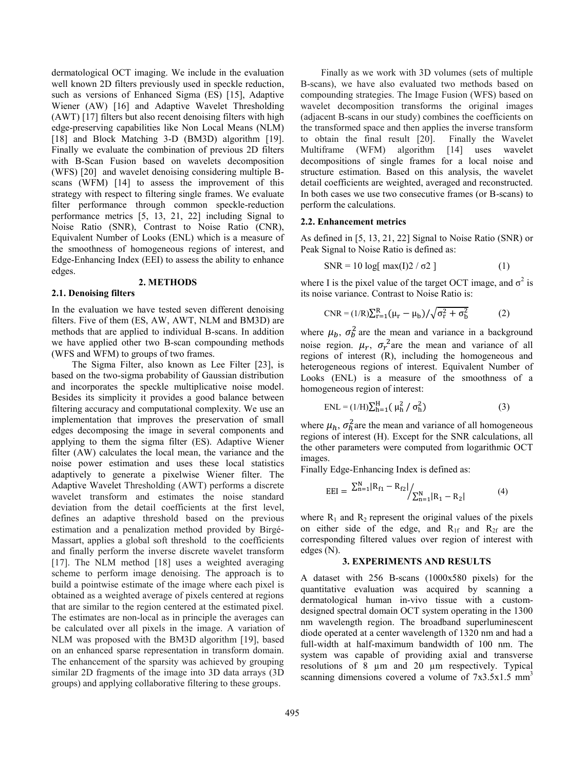dermatological OCT imaging. We include in the evaluation well known 2D filters previously used in speckle reduction, such as versions of Enhanced Sigma (ES) [15], Adaptive Wiener (AW) [16] and Adaptive Wavelet Thresholding (AWT) [17] filters but also recent denoising filters with high edge-preserving capabilities like Non Local Means (NLM) [18] and Block Matching 3-D (BM3D) algorithm [19]. Finally we evaluate the combination of previous 2D filters with B-Scan Fusion based on wavelets decomposition (WFS) [20] and wavelet denoising considering multiple B-scans (WFM) [14] to assess the improvement of this strategy with respect to filtering single frames. We evaluate filter performance through common speckle-reduction performance metrics [5, 13, 21, 22] including Signal to Noise Ratio (SNR), Contrast to Noise Ratio (CNR), Equivalent Number of Looks (ENL) which is a measure of the smoothness of homogeneous regions of interest, and Edge-Enhancing Index (EEI) to assess the ability to enhance edges.

## 2. METHODS

### 2.1. Denoising filters

In the evaluation we have tested seven different denoising filters. Five of them (ES, AW, AWT, NLM and BM3D) are methods that are applied to individual B-scans. In addition we have applied other two B-scan compounding methods (WFS and WFM) to groups of two frames.

The Sigma Filter, also known as Lee Filter [23], is based on the two-sigma probability of Gaussian distribution and incorporates the speckle multiplicative noise model. Besides its simplicity it provides a good balance between filtering accuracy and computational complexity. We use an implementation that improves the preservation of small edges decomposing the image in several components and applying to them the sigma filter (ES). Adaptive Wiener filter (AW) calculates the local mean, the variance and the noise power estimation and uses these local statistics adaptively to generate a pixelwise Wiener filter. The Adaptive Wavelet Thresholding (AWT) performs a discrete wavelet transform and estimates the noise standard deviation from the detail coefficients at the first level, defines an adaptive threshold based on the previous estimation and a penalization method provided by Birgé-Massart, applies a global soft threshold to the coefficients and finally perform the inverse discrete wavelet transform [17]. The NLM method [18] uses a weighted averaging scheme to perform image denoising. The approach is to build a pointwise estimate of the image where each pixel is obtained as a weighted average of pixels centered at regions that are similar to the region centered at the estimated pixel. The estimates are non-local as in principle the averages can be calculated over all pixels in the image. A variation of NLM was proposed with the BM3D algorithm [19], based on an enhanced sparse representation in transform domain. The enhancement of the sparsity was achieved by grouping similar 2D fragments of the image into 3D data arrays (3D groups) and applying collaborative filtering to these groups.

Finally as we work with 3D volumes (sets of multiple B-scans), we have also evaluated two methods based on compounding strategies. The Image Fusion (WFS) based on wavelet decomposition transforms the original images (adjacent B-scans in our study) combines the coefficients on the transformed space and then applies the inverse transform to obtain the final result [20]. Finally the Wavelet Multiframe (WFM) algorithm [14] uses wavelet decompositions of single frames for a local noise and structure estimation. Based on this analysis, the wavelet detail coefficients are weighted, averaged and reconstructed. In both cases we use two consecutive frames (or B-scans) to perform the calculations.

### 2.2. Enhancement metrics

As defined in [5, 13, 21, 22] Signal to Noise Ratio (SNR) or Peak Signal to Noise Ratio is defined as:

$$\mathrm{SNR} = 10 \log[\, \max(I)2 / \sigma 2 \,] \tag{1}$$

where I is the pixel value of the target OCT image, and $\sigma^2$ is its noise variance. Contrast to Noise Ratio is:

$$\mathrm{CNR} = (1/R)\sum_{r=1}^{R}(\mu_r - \mu_b)/\sqrt{\sigma_r^2 + \sigma_b^2} \tag{2}$$

where $\mu_b$, $\sigma_b^2$ are the mean and variance in a background noise region. $\mu_r$, $\sigma_r^2$ are the mean and variance of all regions of interest (R), including the homogeneous and heterogeneous regions of interest. Equivalent Number of Looks (ENL) is a measure of the smoothness of a homogeneous region of interest:

$$\mathrm{ENL} = (1/H)\sum_{h=1}^{H}(\mu_h^2 / \sigma_h^2) \tag{3}$$

where $\mu_h$, $\sigma_h^2$ are the mean and variance of all homogeneous regions of interest (H). Except for the SNR calculations, all the other parameters were computed from logarithmic OCT images.

Finally Edge-Enhancing Index is defined as:

$$\mathrm{EEI} = \sum_{n=1}^{N}|R_{f1} - R_{f2}| \Big/ \sum_{n=1}^{N}|R_1 - R_2| \tag{4}$$

where $R_1$ and $R_2$ represent the original values of the pixels on either side of the edge, and $R_{1f}$ and $R_{2f}$ are the corresponding filtered values over region of interest with edges (N).

## 3. EXPERIMENTS AND RESULTS

A dataset with 256 B-scans (1000x580 pixels) for the quantitative evaluation was acquired by scanning a dermatological human in-vivo tissue with a custom-designed spectral domain OCT system operating in the 1300 nm wavelength region. The broadband superluminescent diode operated at a center wavelength of 1320 nm and had a full-width at half-maximum bandwidth of 100 nm. The system was capable of providing axial and transverse resolutions of 8 µm and 20 µm respectively. Typical scanning dimensions covered a volume of 7x3.5x1.5 mm$^3$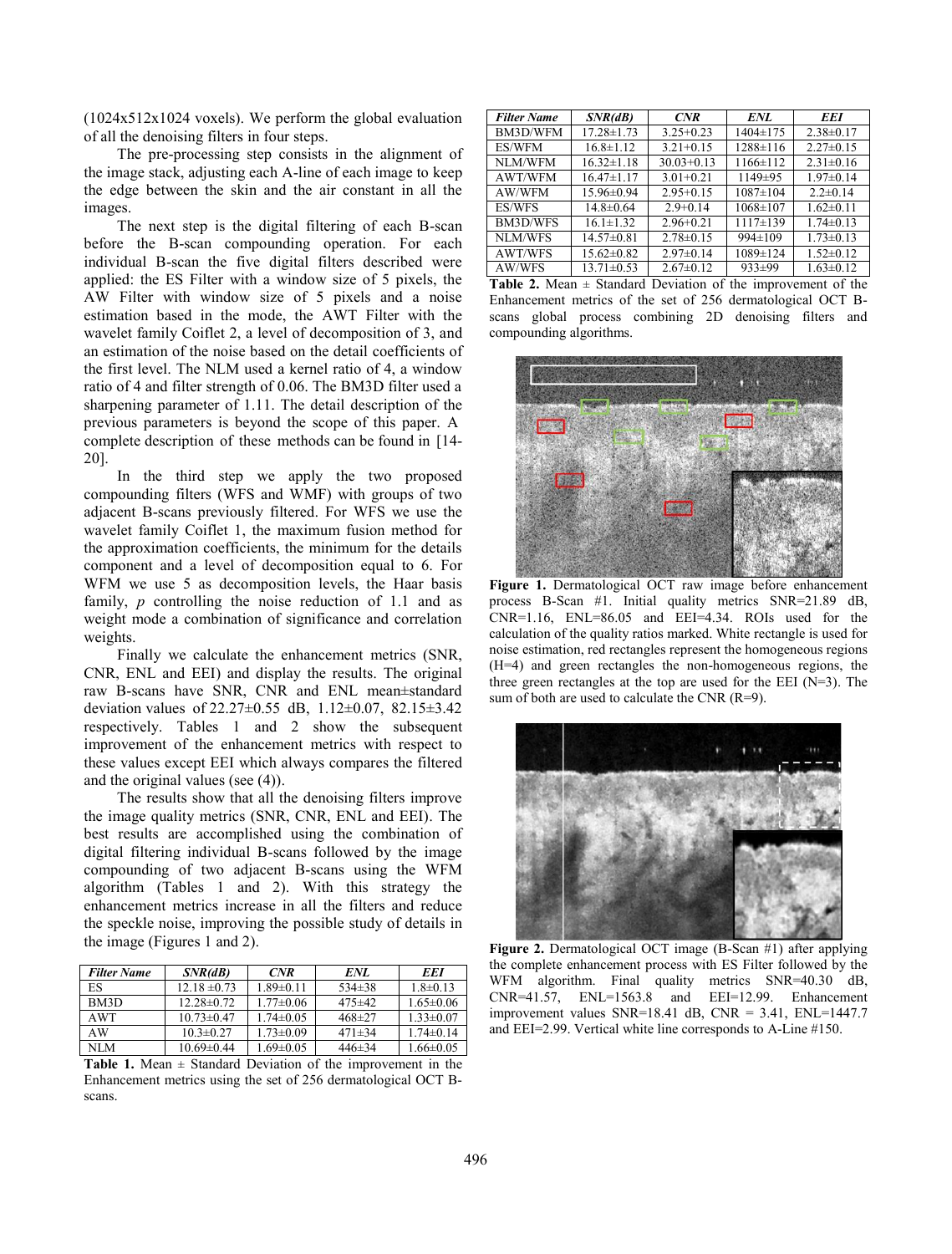(1024x512x1024 voxels). We perform the global evaluation of all the denoising filters in four steps.

The pre-processing step consists in the alignment of the image stack, adjusting each A-line of each image to keep the edge between the skin and the air constant in all the images.

The next step is the digital filtering of each B-scan before the B-scan compounding operation. For each individual B-scan the five digital filters described were applied: the ES Filter with a window size of 5 pixels, the AW Filter with window size of 5 pixels and a noise estimation based in the mode, the AWT Filter with the wavelet family Coiflet 2, a level of decomposition of 3, and an estimation of the noise based on the detail coefficients of the first level. The NLM used a kernel ratio of 4, a window ratio of 4 and filter strength of 0.06. The BM3D filter used a sharpening parameter of 1.11. The detail description of the previous parameters is beyond the scope of this paper. A complete description of these methods can be found in [14-20].

In the third step we apply the two proposed compounding filters (WFS and WMF) with groups of two adjacent B-scans previously filtered. For WFS we use the wavelet family Coiflet 1, the maximum fusion method for the approximation coefficients, the minimum for the details component and a level of decomposition equal to 6. For WFM we use 5 as decomposition levels, the Haar basis family, $p$ controlling the noise reduction of 1.1 and as weight mode a combination of significance and correlation weights.

Finally we calculate the enhancement metrics (SNR, CNR, ENL and EEI) and display the results. The original raw B-scans have SNR, CNR and ENL mean±standard deviation values of 22.27±0.55 dB, 1.12±0.07, 82.15±3.42 respectively. Tables 1 and 2 show the subsequent improvement of the enhancement metrics with respect to these values except EEI which always compares the filtered and the original values (see (4)).

The results show that all the denoising filters improve the image quality metrics (SNR, CNR, ENL and EEI). The best results are accomplished using the combination of digital filtering individual B-scans followed by the image compounding of two adjacent B-scans using the WFM algorithm (Tables 1 and 2). With this strategy the enhancement metrics increase in all the filters and reduce the speckle noise, improving the possible study of details in the image (Figures 1 and 2).

| *Filter Name* | *SNR(dB)* | *CNR* | *ENL* | *EEI* |
|---|---|---|---|---|
| ES | 12.18 ±0.73 | 1.89±0.11 | 534±38 | 1.8±0.13 |
| BM3D | 12.28±0.72 | 1.77±0.06 | 475±42 | 1.65±0.06 |
| AWT | 10.73±0.47 | 1.74±0.05 | 468±27 | 1.33±0.07 |
| AW | 10.3±0.27 | 1.73±0.09 | 471±34 | 1.74±0.14 |
| NLM | 10.69±0.44 | 1.69±0.05 | 446±34 | 1.66±0.05 |

**Table 1.** Mean ± Standard Deviation of the improvement in the Enhancement metrics using the set of 256 dermatological OCT B-scans.

| *Filter Name* | *SNR(dB)* | *CNR* | *ENL* | *EEI* |
|---|---|---|---|---|
| BM3D/WFM | 17.28±1.73 | 3.25+0.23 | 1404±175 | 2.38±0.17 |
| ES/WFM | 16.8±1.12 | 3.21+0.15 | 1288±116 | 2.27±0.15 |
| NLM/WFM | 16.32±1.18 | 30.03+0.13 | 1166±112 | 2.31±0.16 |
| AWT/WFM | 16.47±1.17 | 3.01+0.21 | 1149±95 | 1.97±0.14 |
| AW/WFM | 15.96±0.94 | 2.95+0.15 | 1087±104 | 2.2±0.14 |
| ES/WFS | 14.8±0.64 | 2.9+0.14 | 1068±107 | 1.62±0.11 |
| BM3D/WFS | 16.1±1.32 | 2.96+0.21 | 1117±139 | 1.74±0.13 |
| NLM/WFS | 14.57±0.81 | 2.78±0.15 | 994±109 | 1.73±0.13 |
| AWT/WFS | 15.62±0.82 | 2.97±0.14 | 1089±124 | 1.52±0.12 |
| AW/WFS | 13.71±0.53 | 2.67±0.12 | 933±99 | 1.63±0.12 |

**Table 2.** Mean ± Standard Deviation of the improvement of the Enhancement metrics of the set of 256 dermatological OCT B-scans global process combining 2D denoising filters and compounding algorithms.

**Figure 1.** Dermatological OCT raw image before enhancement process B-Scan #1. Initial quality metrics SNR=21.89 dB, CNR=1.16, ENL=86.05 and EEI=4.34. ROIs used for the calculation of the quality ratios marked. White rectangle is used for noise estimation, red rectangles represent the homogeneous regions (H=4) and green rectangles the non-homogeneous regions, the three green rectangles at the top are used for the EEI (N=3). The sum of both are used to calculate the CNR (R=9).

**Figure 2.** Dermatological OCT image (B-Scan #1) after applying the complete enhancement process with ES Filter followed by the WFM algorithm. Final quality metrics SNR=40.30 dB, CNR=41.57, ENL=1563.8 and EEI=12.99. Enhancement improvement values SNR=18.41 dB, CNR = 3.41, ENL=1447.7 and EEI=2.99. Vertical white line corresponds to A-Line #150.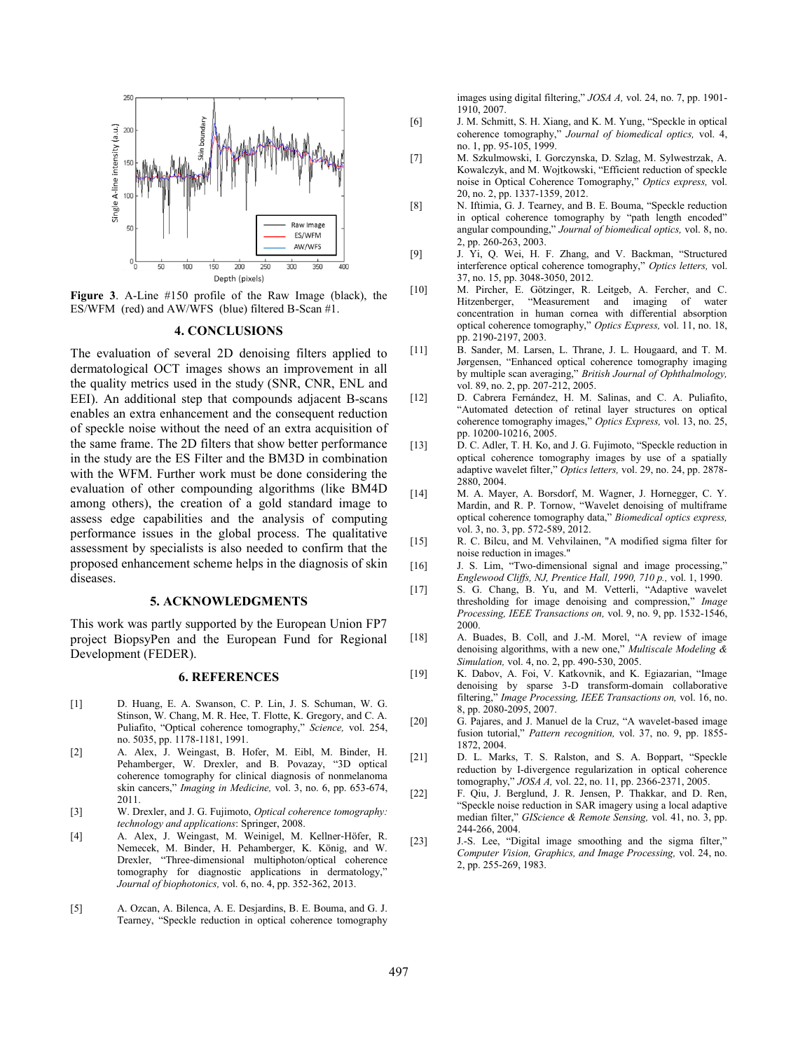250
200
150
100
50
0
0 50 100 150 200 250 300 350 400
Single A-line intensity (a.u.)
Depth (pixels)
Skin boundary
Raw Image
ES/WFM
AW/WFS

**Figure 3**. A-Line #150 profile of the Raw Image (black), the ES/WFM (red) and AW/WFS (blue) filtered B-Scan #1.

## 4. CONCLUSIONS

The evaluation of several 2D denoising filters applied to dermatological OCT images shows an improvement in all the quality metrics used in the study (SNR, CNR, ENL and EEI). An additional step that compounds adjacent B-scans enables an extra enhancement and the consequent reduction of speckle noise without the need of an extra acquisition of the same frame. The 2D filters that show better performance in the study are the ES Filter and the BM3D in combination with the WFM. Further work must be done considering the evaluation of other compounding algorithms (like BM4D among others), the creation of a gold standard image to assess edge capabilities and the analysis of computing performance issues in the global process. The qualitative assessment by specialists is also needed to confirm that the proposed enhancement scheme helps in the diagnosis of skin diseases.

## 5. ACKNOWLEDGMENTS

This work was partly supported by the European Union FP7 project BiopsyPen and the European Fund for Regional Development (FEDER).

## 6. REFERENCES

[1] D. Huang, E. A. Swanson, C. P. Lin, J. S. Schuman, W. G. Stinson, W. Chang, M. R. Hee, T. Flotte, K. Gregory, and C. A. Puliafito, "Optical coherence tomography," *Science,* vol. 254, no. 5035, pp. 1178-1181, 1991.

[2] A. Alex, J. Weingast, B. Hofer, M. Eibl, M. Binder, H. Pehamberger, W. Drexler, and B. Povazay, "3D optical coherence tomography for clinical diagnosis of nonmelanoma skin cancers," *Imaging in Medicine,* vol. 3, no. 6, pp. 653-674, 2011.

[3] W. Drexler, and J. G. Fujimoto, *Optical coherence tomography: technology and applications*: Springer, 2008.

[4] A. Alex, J. Weingast, M. Weinigel, M. Kellner-Höfer, R. Nemecek, M. Binder, H. Pehamberger, K. König, and W. Drexler, "Three-dimensional multiphoton/optical coherence tomography for diagnostic applications in dermatology," *Journal of biophotonics,* vol. 6, no. 4, pp. 352-362, 2013.

[5] A. Ozcan, A. Bilenca, A. E. Desjardins, B. E. Bouma, and G. J. Tearney, "Speckle reduction in optical coherence tomography images using digital filtering," *JOSA A,* vol. 24, no. 7, pp. 1901-1910, 2007.

[6] J. M. Schmitt, S. H. Xiang, and K. M. Yung, "Speckle in optical coherence tomography," *Journal of biomedical optics,* vol. 4, no. 1, pp. 95-105, 1999.

[7] M. Szkulmowski, I. Gorczynska, D. Szlag, M. Sylwestrzak, A. Kowalczyk, and M. Wojtkowski, "Efficient reduction of speckle noise in Optical Coherence Tomography," *Optics express,* vol. 20, no. 2, pp. 1337-1359, 2012.

[8] N. Iftimia, G. J. Tearney, and B. E. Bouma, "Speckle reduction in optical coherence tomography by "path length encoded" angular compounding," *Journal of biomedical optics,* vol. 8, no. 2, pp. 260-263, 2003.

[9] J. Yi, Q. Wei, H. F. Zhang, and V. Backman, "Structured interference optical coherence tomography," *Optics letters,* vol. 37, no. 15, pp. 3048-3050, 2012.

[10] M. Pircher, E. Götzinger, R. Leitgeb, A. Fercher, and C. Hitzenberger, "Measurement and imaging of water concentration in human cornea with differential absorption optical coherence tomography," *Optics Express,* vol. 11, no. 18, pp. 2190-2197, 2003.

[11] B. Sander, M. Larsen, L. Thrane, J. L. Hougaard, and T. M. Jørgensen, "Enhanced optical coherence tomography imaging by multiple scan averaging," *British Journal of Ophthalmology,* vol. 89, no. 2, pp. 207-212, 2005.

[12] D. Cabrera Fernández, H. M. Salinas, and C. A. Puliafito, "Automated detection of retinal layer structures on optical coherence tomography images," *Optics Express,* vol. 13, no. 25, pp. 10200-10216, 2005.

[13] D. C. Adler, T. H. Ko, and J. G. Fujimoto, "Speckle reduction in optical coherence tomography images by use of a spatially adaptive wavelet filter," *Optics letters,* vol. 29, no. 24, pp. 2878-2880, 2004.

[14] M. A. Mayer, A. Borsdorf, M. Wagner, J. Hornegger, C. Y. Mardin, and R. P. Tornow, "Wavelet denoising of multiframe optical coherence tomography data," *Biomedical optics express,* vol. 3, no. 3, pp. 572-589, 2012.

[15] R. C. Bilcu, and M. Vehvilainen, "A modified sigma filter for noise reduction in images."

[16] J. S. Lim, "Two-dimensional signal and image processing," *Englewood Cliffs, NJ, Prentice Hall, 1990, 710 p.,* vol. 1, 1990.

[17] S. G. Chang, B. Yu, and M. Vetterli, "Adaptive wavelet thresholding for image denoising and compression," *Image Processing, IEEE Transactions on,* vol. 9, no. 9, pp. 1532-1546, 2000.

[18] A. Buades, B. Coll, and J.-M. Morel, "A review of image denoising algorithms, with a new one," *Multiscale Modeling & Simulation,* vol. 4, no. 2, pp. 490-530, 2005.

[19] K. Dabov, A. Foi, V. Katkovnik, and K. Egiazarian, "Image denoising by sparse 3-D transform-domain collaborative filtering," *Image Processing, IEEE Transactions on,* vol. 16, no. 8, pp. 2080-2095, 2007.

[20] G. Pajares, and J. Manuel de la Cruz, "A wavelet-based image fusion tutorial," *Pattern recognition,* vol. 37, no. 9, pp. 1855-1872, 2004.

[21] D. L. Marks, T. S. Ralston, and S. A. Boppart, "Speckle reduction by I-divergence regularization in optical coherence tomography," *JOSA A,* vol. 22, no. 11, pp. 2366-2371, 2005.

[22] F. Qiu, J. Berglund, J. R. Jensen, P. Thakkar, and D. Ren, "Speckle noise reduction in SAR imagery using a local adaptive median filter," *GIScience & Remote Sensing,* vol. 41, no. 3, pp. 244-266, 2004.

[23] J.-S. Lee, "Digital image smoothing and the sigma filter," *Computer Vision, Graphics, and Image Processing,* vol. 24, no. 2, pp. 255-269, 1983.